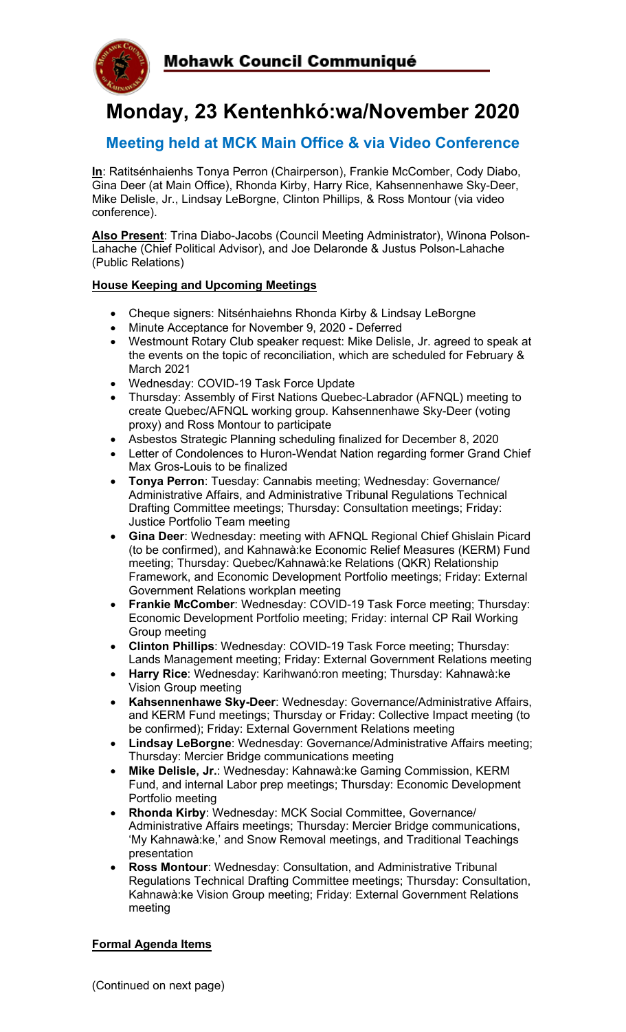**Mohawk Council Communiqué**

# Monday, 23 Kentenhkó:wa/November 2020

## Meeting held at MCK Main Office & via Video Conference

**In**: Ratitsénhaienhs Tonya Perron (Chairperson), Frankie McComber, Cody Diabo, Gina Deer (at Main Office), Rhonda Kirby, Harry Rice, Kahsennenhawe Sky-Deer, Mike Delisle, Jr., Lindsay LeBorgne, Clinton Phillips, & Ross Montour (via video conference).

**Also Present**: Trina Diabo-Jacobs (Council Meeting Administrator), Winona Polson-Lahache (Chief Political Advisor), and Joe Delaronde & Justus Polson-Lahache (Public Relations)

**House Keeping and Upcoming Meetings**

- Cheque signers: Nitsénhaiehns Rhonda Kirby & Lindsay LeBorgne
- Minute Acceptance for November 9, 2020 - Deferred
- Westmount Rotary Club speaker request: Mike Delisle, Jr. agreed to speak at the events on the topic of reconciliation, which are scheduled for February & March 2021
- Wednesday: COVID-19 Task Force Update
- Thursday: Assembly of First Nations Quebec-Labrador (AFNQL) meeting to create Quebec/AFNQL working group. Kahsennenhawe Sky-Deer (voting proxy) and Ross Montour to participate
- Asbestos Strategic Planning scheduling finalized for December 8, 2020
- Letter of Condolences to Huron-Wendat Nation regarding former Grand Chief Max Gros-Louis to be finalized
- **Tonya Perron**: Tuesday: Cannabis meeting; Wednesday: Governance/ Administrative Affairs, and Administrative Tribunal Regulations Technical Drafting Committee meetings; Thursday: Consultation meetings; Friday: Justice Portfolio Team meeting
- **Gina Deer**: Wednesday: meeting with AFNQL Regional Chief Ghislain Picard (to be confirmed), and Kahnawà:ke Economic Relief Measures (KERM) Fund meeting; Thursday: Quebec/Kahnawà:ke Relations (QKR) Relationship Framework, and Economic Development Portfolio meetings; Friday: External Government Relations workplan meeting
- **Frankie McComber**: Wednesday: COVID-19 Task Force meeting; Thursday: Economic Development Portfolio meeting; Friday: internal CP Rail Working Group meeting
- **Clinton Phillips**: Wednesday: COVID-19 Task Force meeting; Thursday: Lands Management meeting; Friday: External Government Relations meeting
- **Harry Rice**: Wednesday: Karihwanó:ron meeting; Thursday: Kahnawà:ke Vision Group meeting
- **Kahsennenhawe Sky-Deer**: Wednesday: Governance/Administrative Affairs, and KERM Fund meetings; Thursday or Friday: Collective Impact meeting (to be confirmed); Friday: External Government Relations meeting
- **Lindsay LeBorgne**: Wednesday: Governance/Administrative Affairs meeting; Thursday: Mercier Bridge communications meeting
- **Mike Delisle, Jr.**: Wednesday: Kahnawà:ke Gaming Commission, KERM Fund, and internal Labor prep meetings; Thursday: Economic Development Portfolio meeting
- **Rhonda Kirby**: Wednesday: MCK Social Committee, Governance/ Administrative Affairs meetings; Thursday: Mercier Bridge communications, 'My Kahnawà:ke,' and Snow Removal meetings, and Traditional Teachings presentation
- **Ross Montour**: Wednesday: Consultation, and Administrative Tribunal Regulations Technical Drafting Committee meetings; Thursday: Consultation, Kahnawà:ke Vision Group meeting; Friday: External Government Relations meeting

**Formal Agenda Items**

(Continued on next page)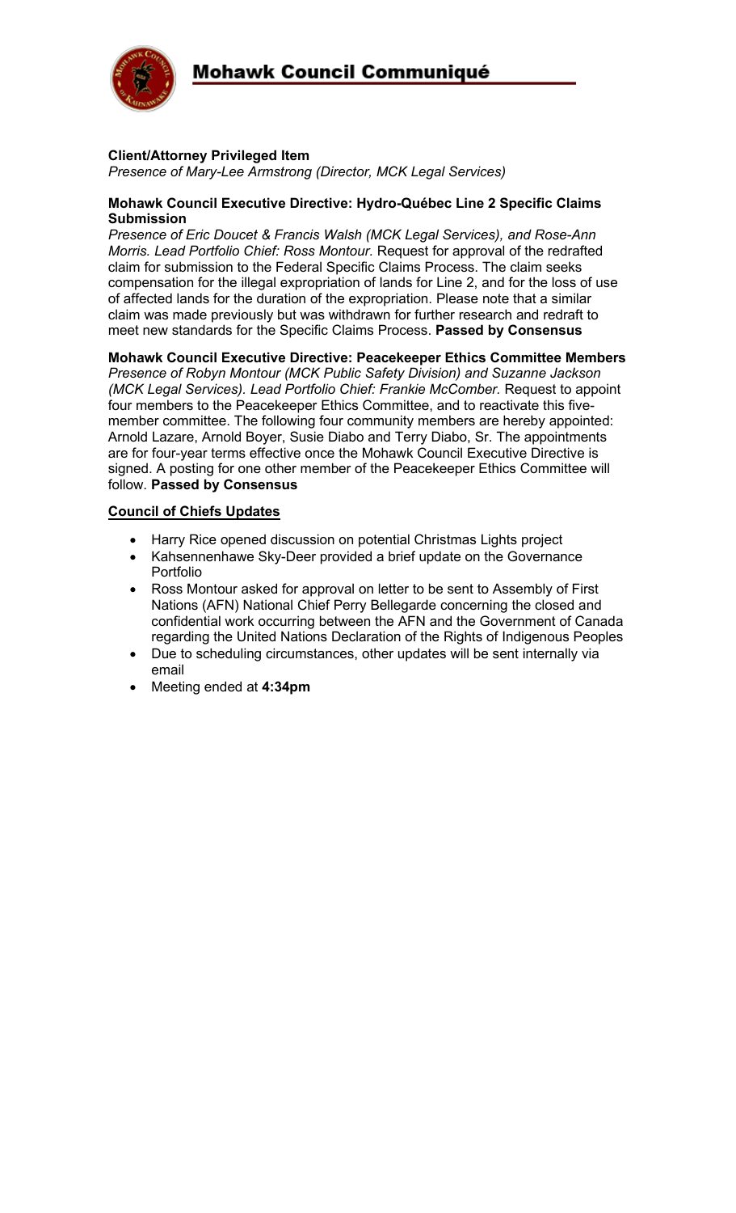**Client/Attorney Privileged Item**
*Presence of Mary-Lee Armstrong (Director, MCK Legal Services)*

**Mohawk Council Executive Directive: Hydro-Québec Line 2 Specific Claims Submission**
*Presence of Eric Doucet & Francis Walsh (MCK Legal Services), and Rose-Ann Morris. Lead Portfolio Chief: Ross Montour.* Request for approval of the redrafted claim for submission to the Federal Specific Claims Process. The claim seeks compensation for the illegal expropriation of lands for Line 2, and for the loss of use of affected lands for the duration of the expropriation. Please note that a similar claim was made previously but was withdrawn for further research and redraft to meet new standards for the Specific Claims Process. **Passed by Consensus**

**Mohawk Council Executive Directive: Peacekeeper Ethics Committee Members**
*Presence of Robyn Montour (MCK Public Safety Division) and Suzanne Jackson (MCK Legal Services). Lead Portfolio Chief: Frankie McComber.* Request to appoint four members to the Peacekeeper Ethics Committee, and to reactivate this five-member committee. The following four community members are hereby appointed: Arnold Lazare, Arnold Boyer, Susie Diabo and Terry Diabo, Sr. The appointments are for four-year terms effective once the Mohawk Council Executive Directive is signed. A posting for one other member of the Peacekeeper Ethics Committee will follow. **Passed by Consensus**

**Council of Chiefs Updates**

- Harry Rice opened discussion on potential Christmas Lights project
- Kahsennenhawe Sky-Deer provided a brief update on the Governance Portfolio
- Ross Montour asked for approval on letter to be sent to Assembly of First Nations (AFN) National Chief Perry Bellegarde concerning the closed and confidential work occurring between the AFN and the Government of Canada regarding the United Nations Declaration of the Rights of Indigenous Peoples
- Due to scheduling circumstances, other updates will be sent internally via email
- Meeting ended at **4:34pm**